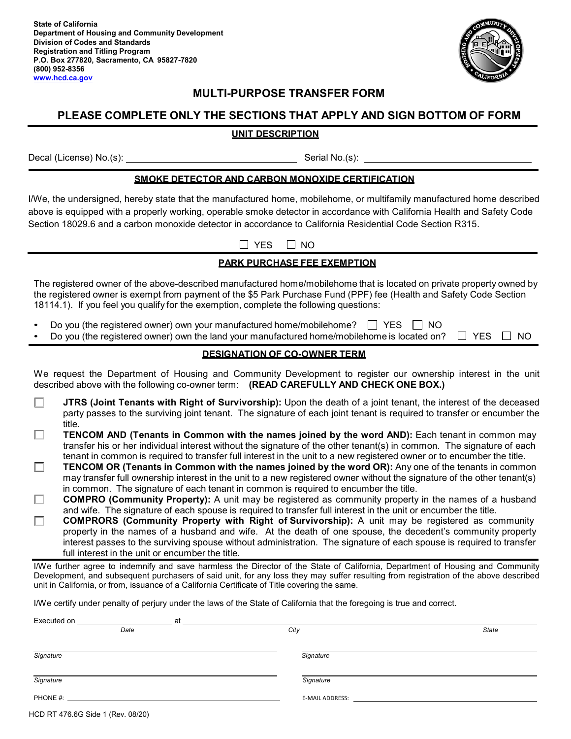State of California
Department of Housing and Community Development
Division of Codes and Standards
Registration and Titling Program
P.O. Box 277820, Sacramento, CA 95827-7820
(800) 952-8356
www.hcd.ca.gov

# MULTI-PURPOSE TRANSFER FORM

## PLEASE COMPLETE ONLY THE SECTIONS THAT APPLY AND SIGN BOTTOM OF FORM

### UNIT DESCRIPTION

Decal (License) No.(s): ______________________ Serial No.(s): ______________________

### SMOKE DETECTOR AND CARBON MONOXIDE CERTIFICATION

I/We, the undersigned, hereby state that the manufactured home, mobilehome, or multifamily manufactured home described above is equipped with a properly working, operable smoke detector in accordance with California Health and Safety Code Section 18029.6 and a carbon monoxide detector in accordance to California Residential Code Section R315.

☐ YES ☐ NO

### PARK PURCHASE FEE EXEMPTION

The registered owner of the above-described manufactured home/mobilehome that is located on private property owned by the registered owner is exempt from payment of the $5 Park Purchase Fund (PPF) fee (Health and Safety Code Section 18114.1). If you feel you qualify for the exemption, complete the following questions:

- Do you (the registered owner) own your manufactured home/mobilehome? ☐ YES ☐ NO
- Do you (the registered owner) own the land your manufactured home/mobilehome is located on? ☐ YES ☐ NO

### DESIGNATION OF CO-OWNER TERM

We request the Department of Housing and Community Development to register our ownership interest in the unit described above with the following co-owner term: **(READ CAREFULLY AND CHECK ONE BOX.)**

☐ **JTRS (Joint Tenants with Right of Survivorship):** Upon the death of a joint tenant, the interest of the deceased party passes to the surviving joint tenant. The signature of each joint tenant is required to transfer or encumber the title.

☐ **TENCOM AND (Tenants in Common with the names joined by the word AND):** Each tenant in common may transfer his or her individual interest without the signature of the other tenant(s) in common. The signature of each tenant in common is required to transfer full interest in the unit to a new registered owner or to encumber the title.

☐ **TENCOM OR (Tenants in Common with the names joined by the word OR):** Any one of the tenants in common may transfer full ownership interest in the unit to a new registered owner without the signature of the other tenant(s) in common. The signature of each tenant in common is required to encumber the title.

☐ **COMPRO (Community Property):** A unit may be registered as community property in the names of a husband and wife. The signature of each spouse is required to transfer full interest in the unit or encumber the title.

☐ **COMPRORS (Community Property with Right of Survivorship):** A unit may be registered as community property in the names of a husband and wife. At the death of one spouse, the decedent's community property interest passes to the surviving spouse without administration. The signature of each spouse is required to transfer full interest in the unit or encumber the title.

I/We further agree to indemnify and save harmless the Director of the State of California, Department of Housing and Community Development, and subsequent purchasers of said unit, for any loss they may suffer resulting from registration of the above described unit in California, or from, issuance of a California Certificate of Title covering the same.

I/We certify under penalty of perjury under the laws of the State of California that the foregoing is true and correct.

Executed on ______________ at ______________________ ______________
*Date* *City* *State*

______________________ ______________________
*Signature* *Signature*

______________________ ______________________
*Signature* *Signature*

PHONE #: ______________________ E-MAIL ADDRESS: ______________________

HCD RT 476.6G Side 1 (Rev. 08/20)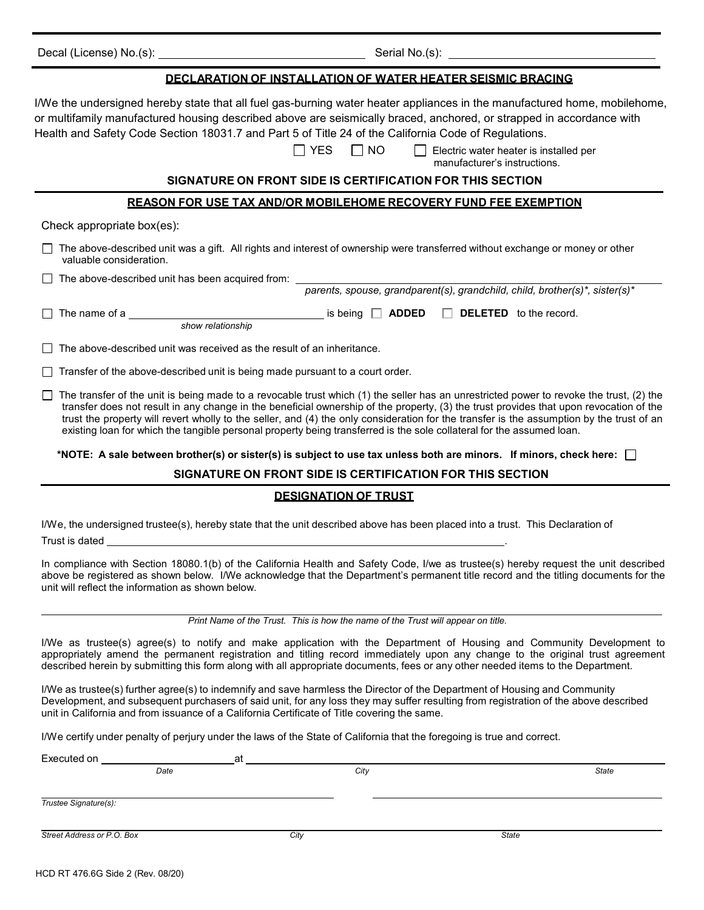Decal (License) No.(s): ______________________________ Serial No.(s): ______________________________

## DECLARATION OF INSTALLATION OF WATER HEATER SEISMIC BRACING

I/We the undersigned hereby state that all fuel gas-burning water heater appliances in the manufactured home, mobilehome, or multifamily manufactured housing described above are seismically braced, anchored, or strapped in accordance with Health and Safety Code Section 18031.7 and Part 5 of Title 24 of the California Code of Regulations.

☐ YES ☐ NO ☐ Electric water heater is installed per manufacturer's instructions.

**SIGNATURE ON FRONT SIDE IS CERTIFICATION FOR THIS SECTION**

## REASON FOR USE TAX AND/OR MOBILEHOME RECOVERY FUND FEE EXEMPTION

Check appropriate box(es):

☐ The above-described unit was a gift. All rights and interest of ownership were transferred without exchange or money or other valuable consideration.

☐ The above-described unit has been acquired from: ______________________________
*parents, spouse, grandparent(s), grandchild, child, brother(s)*, sister(s)**

☐ The name of a ______________________________ is being ☐ **ADDED** ☐ **DELETED** to the record.
*show relationship*

☐ The above-described unit was received as the result of an inheritance.

☐ Transfer of the above-described unit is being made pursuant to a court order.

☐ The transfer of the unit is being made to a revocable trust which (1) the seller has an unrestricted power to revoke the trust, (2) the transfer does not result in any change in the beneficial ownership of the property, (3) the trust provides that upon revocation of the trust the property will revert wholly to the seller, and (4) the only consideration for the transfer is the assumption by the trust of an existing loan for which the tangible personal property being transferred is the sole collateral for the assumed loan.

**\*NOTE: A sale between brother(s) or sister(s) is subject to use tax unless both are minors. If minors, check here:** ☐

**SIGNATURE ON FRONT SIDE IS CERTIFICATION FOR THIS SECTION**

## DESIGNATION OF TRUST

I/We, the undersigned trustee(s), hereby state that the unit described above has been placed into a trust. This Declaration of Trust is dated ______________________________.

In compliance with Section 18080.1(b) of the California Health and Safety Code, I/we as trustee(s) hereby request the unit described above be registered as shown below. I/We acknowledge that the Department's permanent title record and the titling documents for the unit will reflect the information as shown below.

______________________________
*Print Name of the Trust. This is how the name of the Trust will appear on title.*

I/We as trustee(s) agree(s) to notify and make application with the Department of Housing and Community Development to appropriately amend the permanent registration and titling record immediately upon any change to the original trust agreement described herein by submitting this form along with all appropriate documents, fees or any other needed items to the Department.

I/We as trustee(s) further agree(s) to indemnify and save harmless the Director of the Department of Housing and Community Development, and subsequent purchasers of said unit, for any loss they may suffer resulting from registration of the above described unit in California and from issuance of a California Certificate of Title covering the same.

I/We certify under penalty of perjury under the laws of the State of California that the foregoing is true and correct.

Executed on ______________________ at ______________________________
*Date* *City* *State*

______________________________ ______________________________
*Trustee Signature(s):*

______________________________
*Street Address or P.O. Box* *City* *State*

HCD RT 476.6G Side 2 (Rev. 08/20)